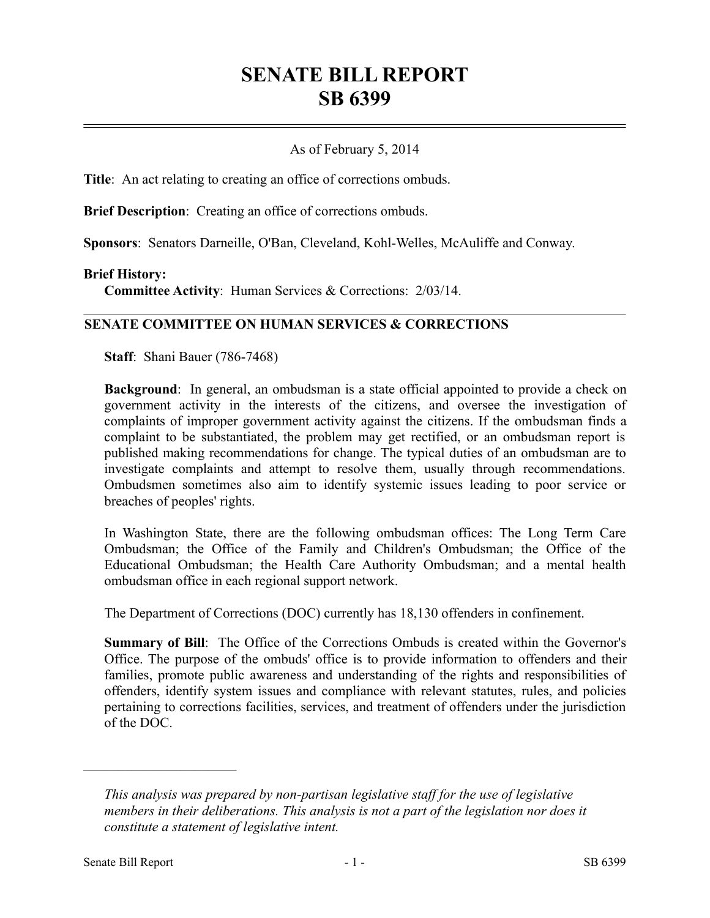# SENATE BILL REPORT
# SB 6399

As of February 5, 2014

**Title**: An act relating to creating an office of corrections ombuds.

**Brief Description**: Creating an office of corrections ombuds.

**Sponsors**: Senators Darneille, O'Ban, Cleveland, Kohl-Welles, McAuliffe and Conway.

**Brief History:**

**Committee Activity**: Human Services & Corrections: 2/03/14.

## SENATE COMMITTEE ON HUMAN SERVICES & CORRECTIONS

**Staff**: Shani Bauer (786-7468)

**Background**: In general, an ombudsman is a state official appointed to provide a check on government activity in the interests of the citizens, and oversee the investigation of complaints of improper government activity against the citizens. If the ombudsman finds a complaint to be substantiated, the problem may get rectified, or an ombudsman report is published making recommendations for change. The typical duties of an ombudsman are to investigate complaints and attempt to resolve them, usually through recommendations. Ombudsmen sometimes also aim to identify systemic issues leading to poor service or breaches of peoples' rights.

In Washington State, there are the following ombudsman offices: The Long Term Care Ombudsman; the Office of the Family and Children's Ombudsman; the Office of the Educational Ombudsman; the Health Care Authority Ombudsman; and a mental health ombudsman office in each regional support network.

The Department of Corrections (DOC) currently has 18,130 offenders in confinement.

**Summary of Bill**: The Office of the Corrections Ombuds is created within the Governor's Office. The purpose of the ombuds' office is to provide information to offenders and their families, promote public awareness and understanding of the rights and responsibilities of offenders, identify system issues and compliance with relevant statutes, rules, and policies pertaining to corrections facilities, services, and treatment of offenders under the jurisdiction of the DOC.

---

*This analysis was prepared by non-partisan legislative staff for the use of legislative members in their deliberations. This analysis is not a part of the legislation nor does it constitute a statement of legislative intent.*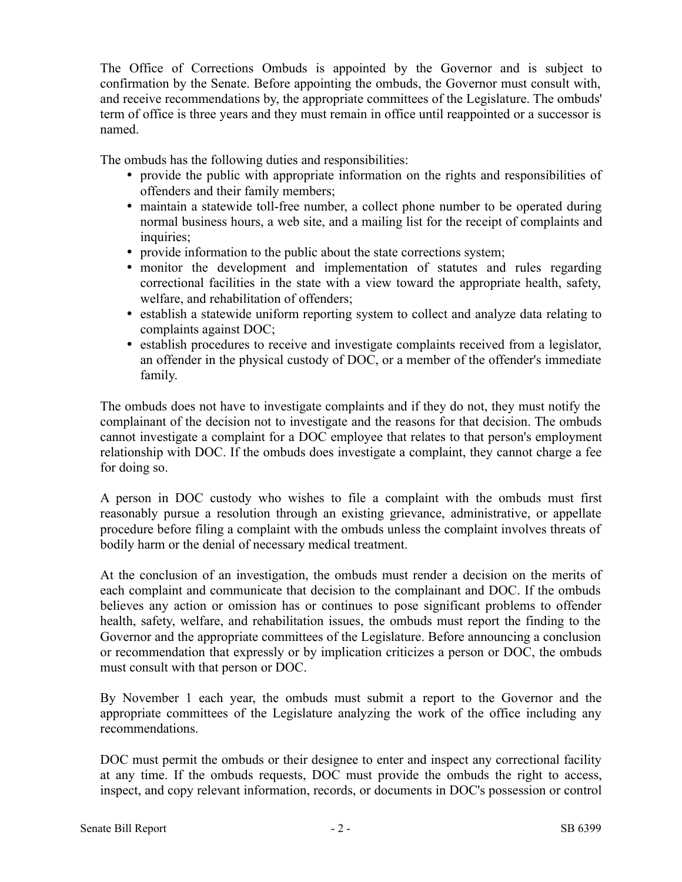The Office of Corrections Ombuds is appointed by the Governor and is subject to confirmation by the Senate. Before appointing the ombuds, the Governor must consult with, and receive recommendations by, the appropriate committees of the Legislature. The ombuds' term of office is three years and they must remain in office until reappointed or a successor is named.

The ombuds has the following duties and responsibilities:

- provide the public with appropriate information on the rights and responsibilities of offenders and their family members;
- maintain a statewide toll-free number, a collect phone number to be operated during normal business hours, a web site, and a mailing list for the receipt of complaints and inquiries;
- provide information to the public about the state corrections system;
- monitor the development and implementation of statutes and rules regarding correctional facilities in the state with a view toward the appropriate health, safety, welfare, and rehabilitation of offenders;
- establish a statewide uniform reporting system to collect and analyze data relating to complaints against DOC;
- establish procedures to receive and investigate complaints received from a legislator, an offender in the physical custody of DOC, or a member of the offender's immediate family.

The ombuds does not have to investigate complaints and if they do not, they must notify the complainant of the decision not to investigate and the reasons for that decision. The ombuds cannot investigate a complaint for a DOC employee that relates to that person's employment relationship with DOC. If the ombuds does investigate a complaint, they cannot charge a fee for doing so.

A person in DOC custody who wishes to file a complaint with the ombuds must first reasonably pursue a resolution through an existing grievance, administrative, or appellate procedure before filing a complaint with the ombuds unless the complaint involves threats of bodily harm or the denial of necessary medical treatment.

At the conclusion of an investigation, the ombuds must render a decision on the merits of each complaint and communicate that decision to the complainant and DOC. If the ombuds believes any action or omission has or continues to pose significant problems to offender health, safety, welfare, and rehabilitation issues, the ombuds must report the finding to the Governor and the appropriate committees of the Legislature. Before announcing a conclusion or recommendation that expressly or by implication criticizes a person or DOC, the ombuds must consult with that person or DOC.

By November 1 each year, the ombuds must submit a report to the Governor and the appropriate committees of the Legislature analyzing the work of the office including any recommendations.

DOC must permit the ombuds or their designee to enter and inspect any correctional facility at any time. If the ombuds requests, DOC must provide the ombuds the right to access, inspect, and copy relevant information, records, or documents in DOC's possession or control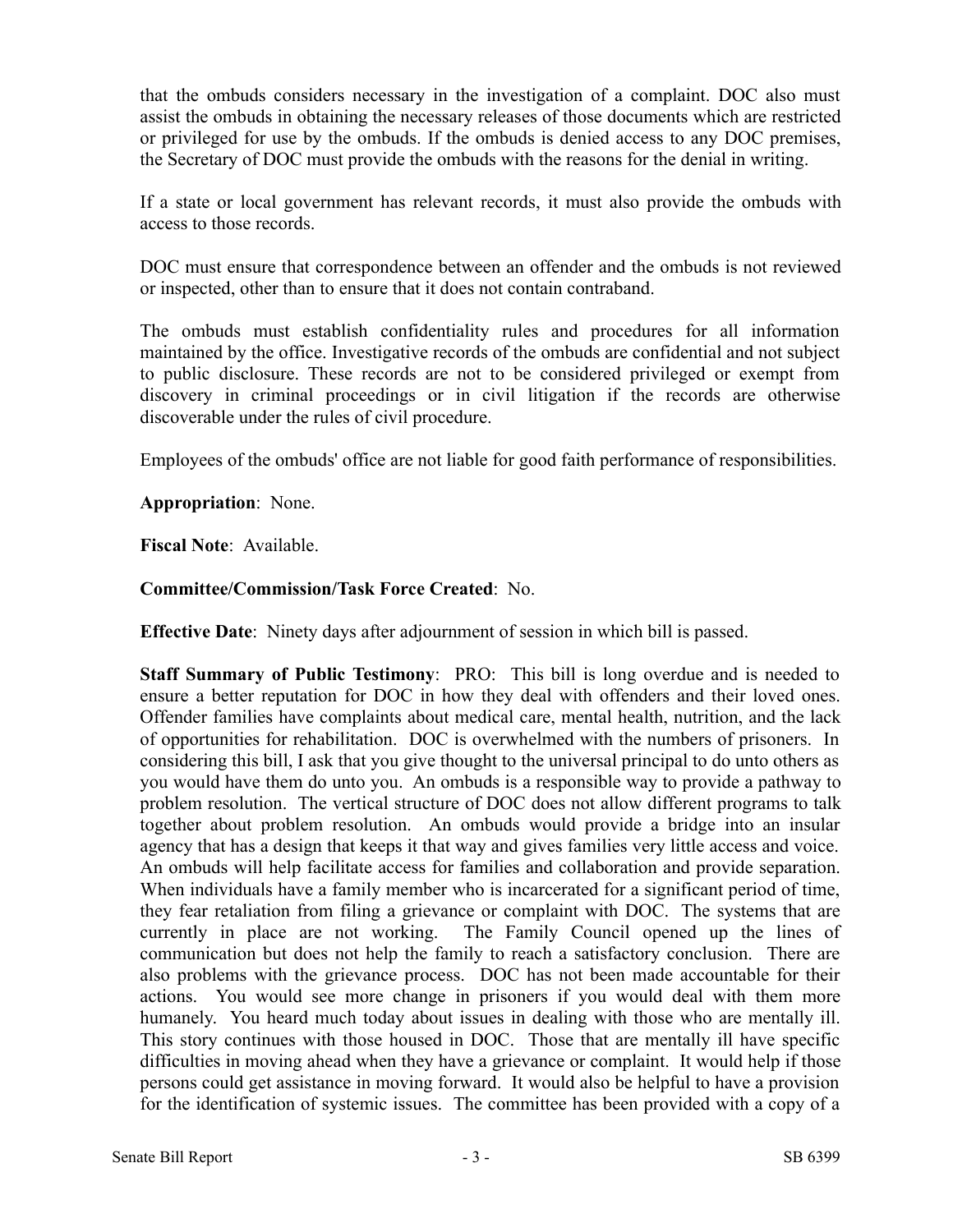that the ombuds considers necessary in the investigation of a complaint. DOC also must assist the ombuds in obtaining the necessary releases of those documents which are restricted or privileged for use by the ombuds. If the ombuds is denied access to any DOC premises, the Secretary of DOC must provide the ombuds with the reasons for the denial in writing.

If a state or local government has relevant records, it must also provide the ombuds with access to those records.

DOC must ensure that correspondence between an offender and the ombuds is not reviewed or inspected, other than to ensure that it does not contain contraband.

The ombuds must establish confidentiality rules and procedures for all information maintained by the office. Investigative records of the ombuds are confidential and not subject to public disclosure. These records are not to be considered privileged or exempt from discovery in criminal proceedings or in civil litigation if the records are otherwise discoverable under the rules of civil procedure.

Employees of the ombuds' office are not liable for good faith performance of responsibilities.

**Appropriation**: None.

**Fiscal Note**: Available.

**Committee/Commission/Task Force Created**: No.

**Effective Date**: Ninety days after adjournment of session in which bill is passed.

**Staff Summary of Public Testimony**: PRO: This bill is long overdue and is needed to ensure a better reputation for DOC in how they deal with offenders and their loved ones. Offender families have complaints about medical care, mental health, nutrition, and the lack of opportunities for rehabilitation. DOC is overwhelmed with the numbers of prisoners. In considering this bill, I ask that you give thought to the universal principal to do unto others as you would have them do unto you. An ombuds is a responsible way to provide a pathway to problem resolution. The vertical structure of DOC does not allow different programs to talk together about problem resolution. An ombuds would provide a bridge into an insular agency that has a design that keeps it that way and gives families very little access and voice. An ombuds will help facilitate access for families and collaboration and provide separation. When individuals have a family member who is incarcerated for a significant period of time, they fear retaliation from filing a grievance or complaint with DOC. The systems that are currently in place are not working. The Family Council opened up the lines of communication but does not help the family to reach a satisfactory conclusion. There are also problems with the grievance process. DOC has not been made accountable for their actions. You would see more change in prisoners if you would deal with them more humanely. You heard much today about issues in dealing with those who are mentally ill. This story continues with those housed in DOC. Those that are mentally ill have specific difficulties in moving ahead when they have a grievance or complaint. It would help if those persons could get assistance in moving forward. It would also be helpful to have a provision for the identification of systemic issues. The committee has been provided with a copy of a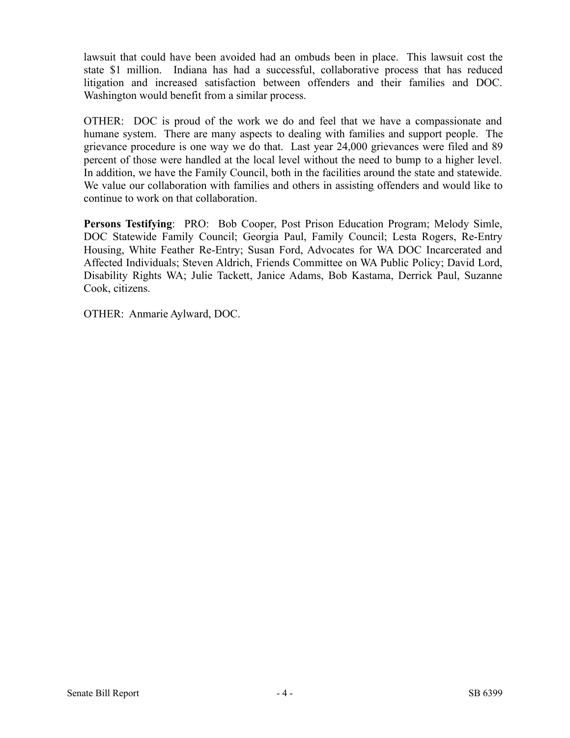lawsuit that could have been avoided had an ombuds been in place. This lawsuit cost the state $1 million. Indiana has had a successful, collaborative process that has reduced litigation and increased satisfaction between offenders and their families and DOC. Washington would benefit from a similar process.

OTHER: DOC is proud of the work we do and feel that we have a compassionate and humane system. There are many aspects to dealing with families and support people. The grievance procedure is one way we do that. Last year 24,000 grievances were filed and 89 percent of those were handled at the local level without the need to bump to a higher level. In addition, we have the Family Council, both in the facilities around the state and statewide. We value our collaboration with families and others in assisting offenders and would like to continue to work on that collaboration.

**Persons Testifying**: PRO: Bob Cooper, Post Prison Education Program; Melody Simle, DOC Statewide Family Council; Georgia Paul, Family Council; Lesta Rogers, Re-Entry Housing, White Feather Re-Entry; Susan Ford, Advocates for WA DOC Incarcerated and Affected Individuals; Steven Aldrich, Friends Committee on WA Public Policy; David Lord, Disability Rights WA; Julie Tackett, Janice Adams, Bob Kastama, Derrick Paul, Suzanne Cook, citizens.

OTHER: Anmarie Aylward, DOC.